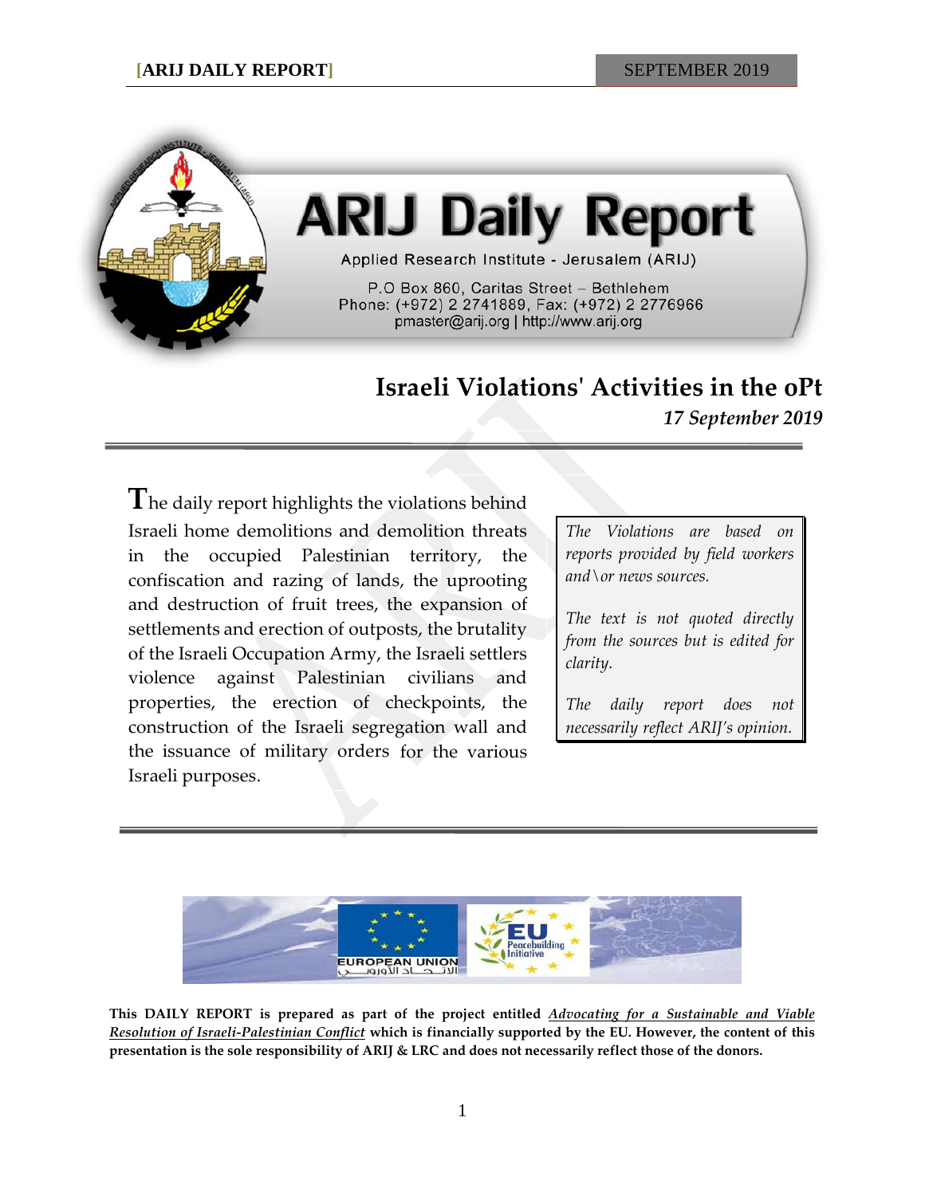# ARIJ Daily Report

Applied Research Institute - Jerusalem (ARIJ)

P.O Box 860, Caritas Street – Bethlehem
Phone: (+972) 2 2741889, Fax: (+972) 2 2776966
pmaster@arij.org | http://www.arij.org

## Israeli Violations' Activities in the oPt

*17 September 2019*

The daily report highlights the violations behind Israeli home demolitions and demolition threats in the occupied Palestinian territory, the confiscation and razing of lands, the uprooting and destruction of fruit trees, the expansion of settlements and erection of outposts, the brutality of the Israeli Occupation Army, the Israeli settlers violence against Palestinian civilians and properties, the erection of checkpoints, the construction of the Israeli segregation wall and the issuance of military orders for the various Israeli purposes.

*The Violations are based on reports provided by field workers and\or news sources.*

*The text is not quoted directly from the sources but is edited for clarity.*

*The daily report does not necessarily reflect ARIJ's opinion.*

EUROPEAN UNION

EU Peacebuilding Initiative

**This DAILY REPORT is prepared as part of the project entitled *Advocating for a Sustainable and Viable Resolution of Israeli-Palestinian Conflict* which is financially supported by the EU. However, the content of this presentation is the sole responsibility of ARIJ & LRC and does not necessarily reflect those of the donors.**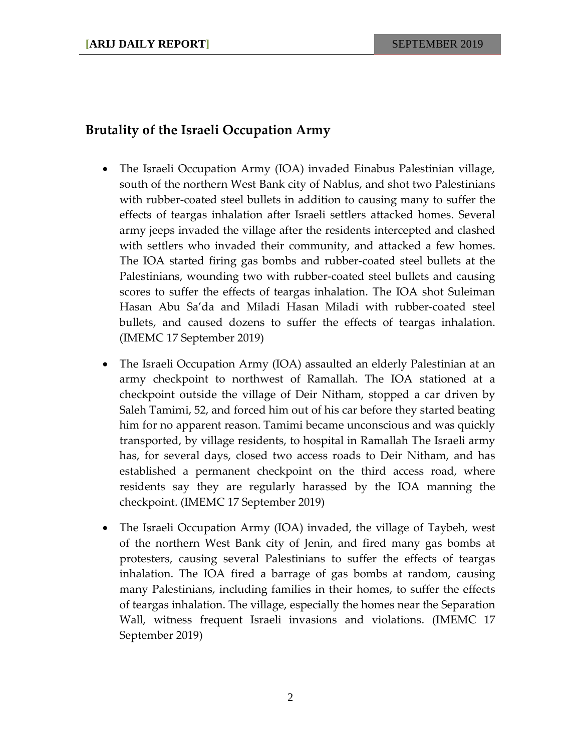## Brutality of the Israeli Occupation Army

- The Israeli Occupation Army (IOA) invaded Einabus Palestinian village, south of the northern West Bank city of Nablus, and shot two Palestinians with rubber-coated steel bullets in addition to causing many to suffer the effects of teargas inhalation after Israeli settlers attacked homes. Several army jeeps invaded the village after the residents intercepted and clashed with settlers who invaded their community, and attacked a few homes. The IOA started firing gas bombs and rubber-coated steel bullets at the Palestinians, wounding two with rubber-coated steel bullets and causing scores to suffer the effects of teargas inhalation. The IOA shot Suleiman Hasan Abu Sa'da and Miladi Hasan Miladi with rubber-coated steel bullets, and caused dozens to suffer the effects of teargas inhalation. (IMEMC 17 September 2019)

- The Israeli Occupation Army (IOA) assaulted an elderly Palestinian at an army checkpoint to northwest of Ramallah. The IOA stationed at a checkpoint outside the village of Deir Nitham, stopped a car driven by Saleh Tamimi, 52, and forced him out of his car before they started beating him for no apparent reason. Tamimi became unconscious and was quickly transported, by village residents, to hospital in Ramallah The Israeli army has, for several days, closed two access roads to Deir Nitham, and has established a permanent checkpoint on the third access road, where residents say they are regularly harassed by the IOA manning the checkpoint. (IMEMC 17 September 2019)

- The Israeli Occupation Army (IOA) invaded, the village of Taybeh, west of the northern West Bank city of Jenin, and fired many gas bombs at protesters, causing several Palestinians to suffer the effects of teargas inhalation. The IOA fired a barrage of gas bombs at random, causing many Palestinians, including families in their homes, to suffer the effects of teargas inhalation. The village, especially the homes near the Separation Wall, witness frequent Israeli invasions and violations. (IMEMC 17 September 2019)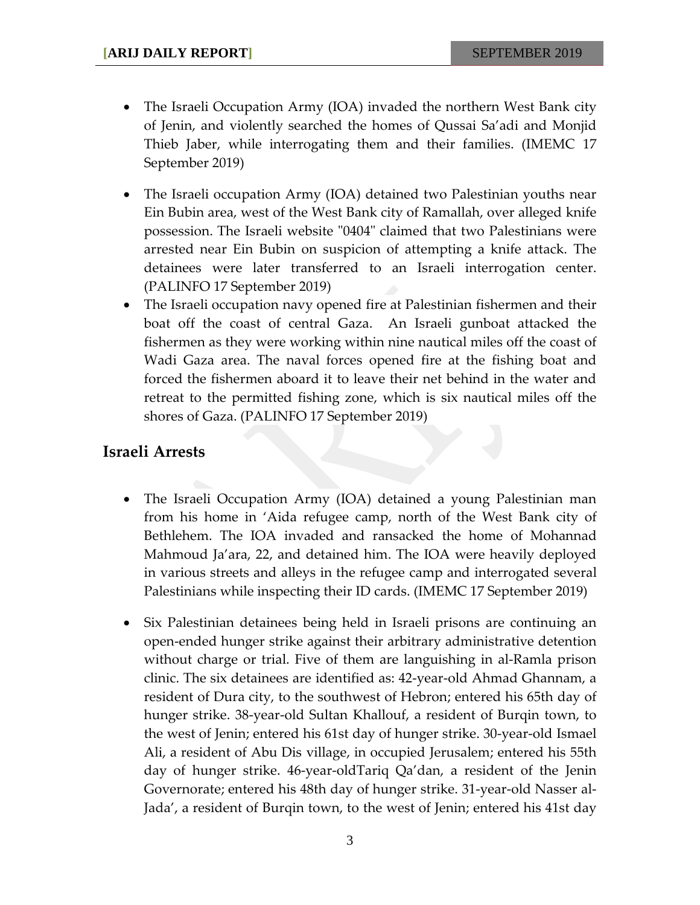- The Israeli Occupation Army (IOA) invaded the northern West Bank city of Jenin, and violently searched the homes of Qussai Sa'adi and Monjid Thieb Jaber, while interrogating them and their families. (IMEMC 17 September 2019)

- The Israeli occupation Army (IOA) detained two Palestinian youths near Ein Bubin area, west of the West Bank city of Ramallah, over alleged knife possession. The Israeli website "0404" claimed that two Palestinians were arrested near Ein Bubin on suspicion of attempting a knife attack. The detainees were later transferred to an Israeli interrogation center. (PALINFO 17 September 2019)
- The Israeli occupation navy opened fire at Palestinian fishermen and their boat off the coast of central Gaza. An Israeli gunboat attacked the fishermen as they were working within nine nautical miles off the coast of Wadi Gaza area. The naval forces opened fire at the fishing boat and forced the fishermen aboard it to leave their net behind in the water and retreat to the permitted fishing zone, which is six nautical miles off the shores of Gaza. (PALINFO 17 September 2019)

## Israeli Arrests

- The Israeli Occupation Army (IOA) detained a young Palestinian man from his home in 'Aida refugee camp, north of the West Bank city of Bethlehem. The IOA invaded and ransacked the home of Mohannad Mahmoud Ja'ara, 22, and detained him. The IOA were heavily deployed in various streets and alleys in the refugee camp and interrogated several Palestinians while inspecting their ID cards. (IMEMC 17 September 2019)

- Six Palestinian detainees being held in Israeli prisons are continuing an open-ended hunger strike against their arbitrary administrative detention without charge or trial. Five of them are languishing in al-Ramla prison clinic. The six detainees are identified as: 42-year-old Ahmad Ghannam, a resident of Dura city, to the southwest of Hebron; entered his 65th day of hunger strike. 38-year-old Sultan Khallouf, a resident of Burqin town, to the west of Jenin; entered his 61st day of hunger strike. 30-year-old Ismael Ali, a resident of Abu Dis village, in occupied Jerusalem; entered his 55th day of hunger strike. 46-year-oldTariq Qa'dan, a resident of the Jenin Governorate; entered his 48th day of hunger strike. 31-year-old Nasser al-Jada', a resident of Burqin town, to the west of Jenin; entered his 41st day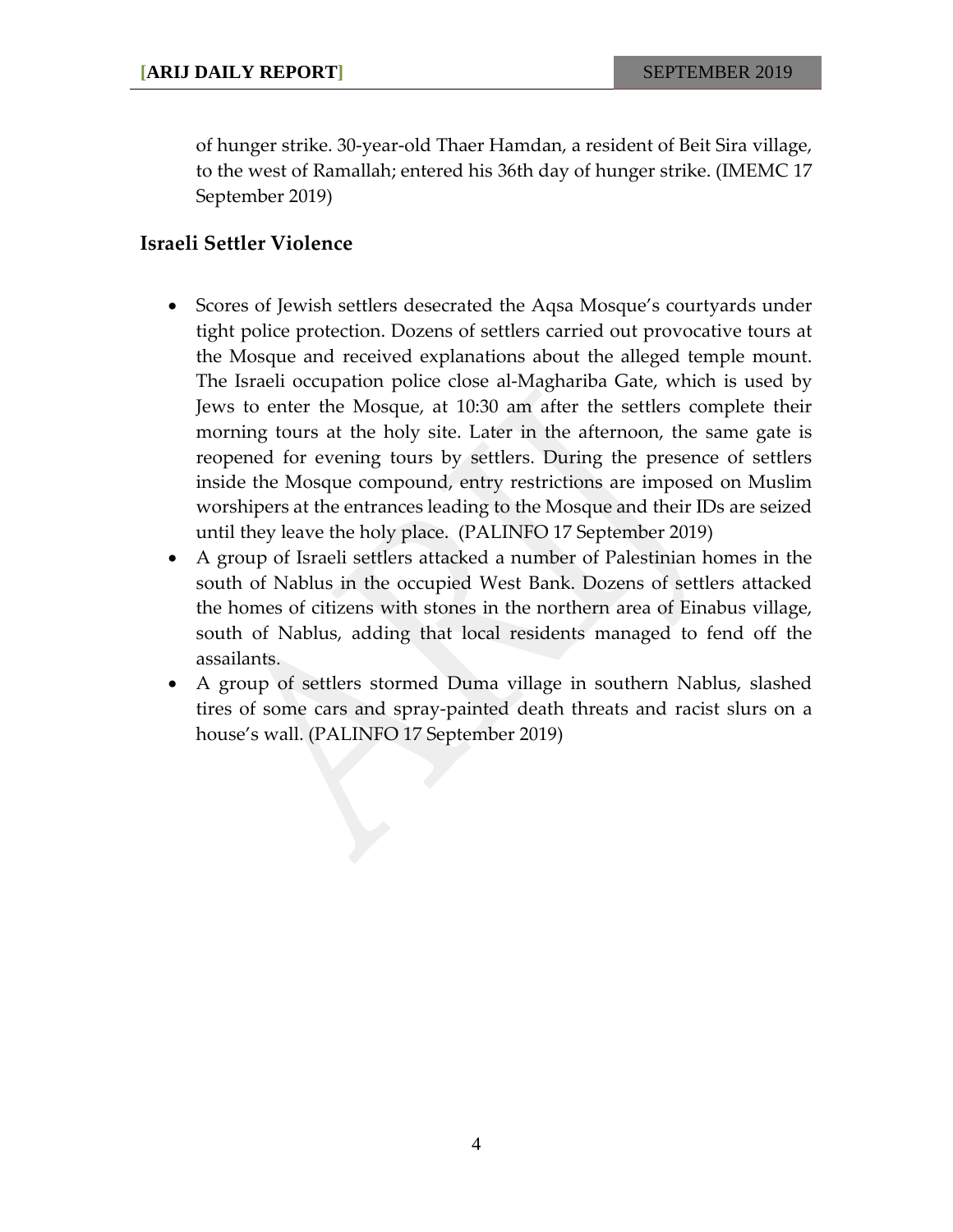of hunger strike. 30-year-old Thaer Hamdan, a resident of Beit Sira village, to the west of Ramallah; entered his 36th day of hunger strike. (IMEMC 17 September 2019)

## Israeli Settler Violence

- Scores of Jewish settlers desecrated the Aqsa Mosque's courtyards under tight police protection. Dozens of settlers carried out provocative tours at the Mosque and received explanations about the alleged temple mount. The Israeli occupation police close al-Magharíba Gate, which is used by Jews to enter the Mosque, at 10:30 am after the settlers complete their morning tours at the holy site. Later in the afternoon, the same gate is reopened for evening tours by settlers. During the presence of settlers inside the Mosque compound, entry restrictions are imposed on Muslim worshipers at the entrances leading to the Mosque and their IDs are seized until they leave the holy place. (PALINFO 17 September 2019)
- A group of Israeli settlers attacked a number of Palestinian homes in the south of Nablus in the occupied West Bank. Dozens of settlers attacked the homes of citizens with stones in the northern area of Einabus village, south of Nablus, adding that local residents managed to fend off the assailants.
- A group of settlers stormed Duma village in southern Nablus, slashed tires of some cars and spray-painted death threats and racist slurs on a house's wall. (PALINFO 17 September 2019)